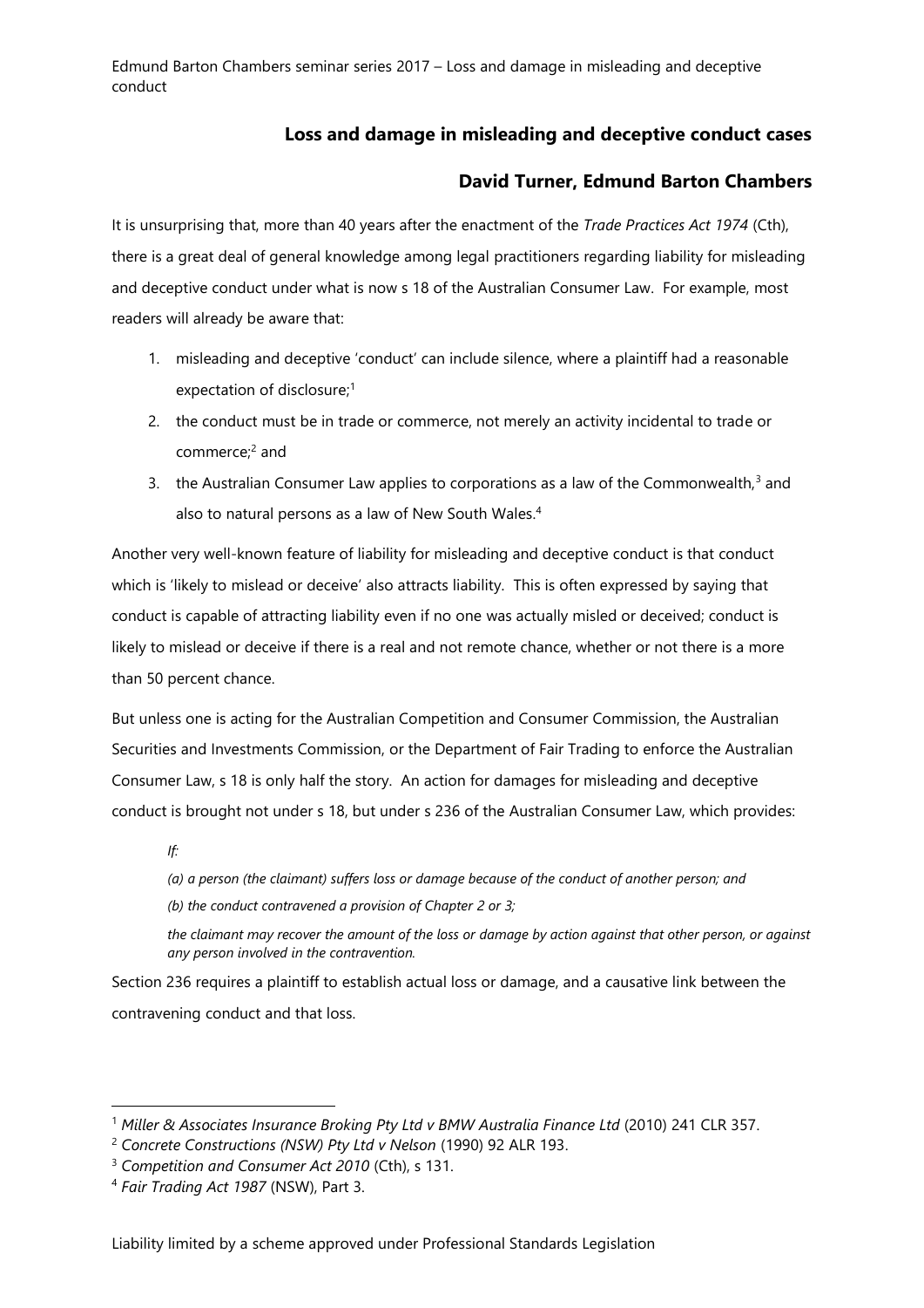# Loss and damage in misleading and deceptive conduct cases

## David Turner, Edmund Barton Chambers

It is unsurprising that, more than 40 years after the enactment of the *Trade Practices Act 1974* (Cth), there is a great deal of general knowledge among legal practitioners regarding liability for misleading and deceptive conduct under what is now s 18 of the Australian Consumer Law. For example, most readers will already be aware that:

1. misleading and deceptive 'conduct' can include silence, where a plaintiff had a reasonable expectation of disclosure;[1]
2. the conduct must be in trade or commerce, not merely an activity incidental to trade or commerce;[2] and
3. the Australian Consumer Law applies to corporations as a law of the Commonwealth,[3] and also to natural persons as a law of New South Wales.[4]

Another very well-known feature of liability for misleading and deceptive conduct is that conduct which is 'likely to mislead or deceive' also attracts liability. This is often expressed by saying that conduct is capable of attracting liability even if no one was actually misled or deceived; conduct is likely to mislead or deceive if there is a real and not remote chance, whether or not there is a more than 50 percent chance.

But unless one is acting for the Australian Competition and Consumer Commission, the Australian Securities and Investments Commission, or the Department of Fair Trading to enforce the Australian Consumer Law, s 18 is only half the story. An action for damages for misleading and deceptive conduct is brought not under s 18, but under s 236 of the Australian Consumer Law, which provides:

> *If:*
>
> *(a) a person (the claimant) suffers loss or damage because of the conduct of another person; and*
>
> *(b) the conduct contravened a provision of Chapter 2 or 3;*
>
> *the claimant may recover the amount of the loss or damage by action against that other person, or against any person involved in the contravention.*

Section 236 requires a plaintiff to establish actual loss or damage, and a causative link between the contravening conduct and that loss.

---

[1] *Miller & Associates Insurance Broking Pty Ltd v BMW Australia Finance Ltd* (2010) 241 CLR 357.

[2] *Concrete Constructions (NSW) Pty Ltd v Nelson* (1990) 92 ALR 193.

[3] *Competition and Consumer Act 2010* (Cth), s 131.

[4] *Fair Trading Act 1987* (NSW), Part 3.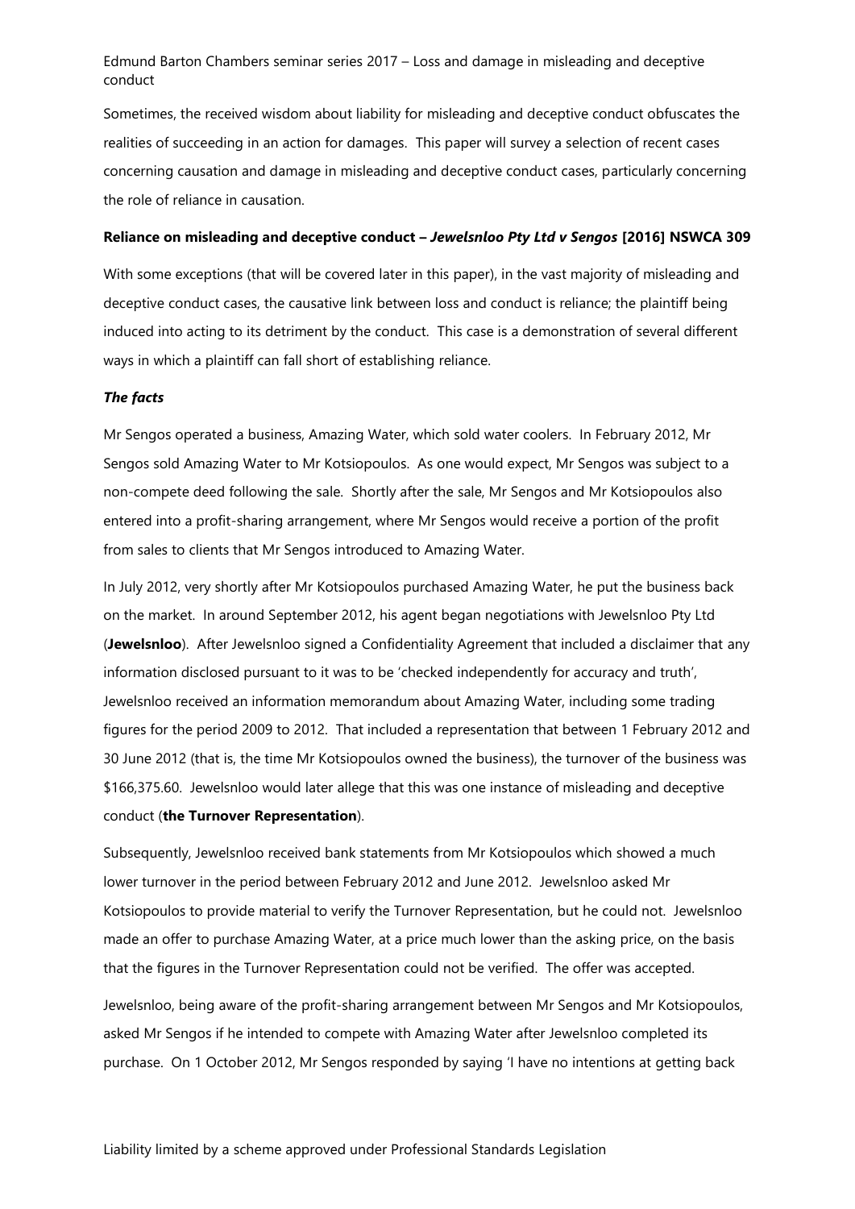Sometimes, the received wisdom about liability for misleading and deceptive conduct obfuscates the realities of succeeding in an action for damages. This paper will survey a selection of recent cases concerning causation and damage in misleading and deceptive conduct cases, particularly concerning the role of reliance in causation.

**Reliance on misleading and deceptive conduct – *Jewelsnloo Pty Ltd v Sengos* [2016] NSWCA 309**

With some exceptions (that will be covered later in this paper), in the vast majority of misleading and deceptive conduct cases, the causative link between loss and conduct is reliance; the plaintiff being induced into acting to its detriment by the conduct. This case is a demonstration of several different ways in which a plaintiff can fall short of establishing reliance.

***The facts***

Mr Sengos operated a business, Amazing Water, which sold water coolers. In February 2012, Mr Sengos sold Amazing Water to Mr Kotsiopoulos. As one would expect, Mr Sengos was subject to a non-compete deed following the sale. Shortly after the sale, Mr Sengos and Mr Kotsiopoulos also entered into a profit-sharing arrangement, where Mr Sengos would receive a portion of the profit from sales to clients that Mr Sengos introduced to Amazing Water.

In July 2012, very shortly after Mr Kotsiopoulos purchased Amazing Water, he put the business back on the market. In around September 2012, his agent began negotiations with Jewelsnloo Pty Ltd (**Jewelsnloo**). After Jewelsnloo signed a Confidentiality Agreement that included a disclaimer that any information disclosed pursuant to it was to be 'checked independently for accuracy and truth', Jewelsnloo received an information memorandum about Amazing Water, including some trading figures for the period 2009 to 2012. That included a representation that between 1 February 2012 and 30 June 2012 (that is, the time Mr Kotsiopoulos owned the business), the turnover of the business was \$166,375.60. Jewelsnloo would later allege that this was one instance of misleading and deceptive conduct (**the Turnover Representation**).

Subsequently, Jewelsnloo received bank statements from Mr Kotsiopoulos which showed a much lower turnover in the period between February 2012 and June 2012. Jewelsnloo asked Mr Kotsiopoulos to provide material to verify the Turnover Representation, but he could not. Jewelsnloo made an offer to purchase Amazing Water, at a price much lower than the asking price, on the basis that the figures in the Turnover Representation could not be verified. The offer was accepted.

Jewelsnloo, being aware of the profit-sharing arrangement between Mr Sengos and Mr Kotsiopoulos, asked Mr Sengos if he intended to compete with Amazing Water after Jewelsnloo completed its purchase. On 1 October 2012, Mr Sengos responded by saying 'I have no intentions at getting back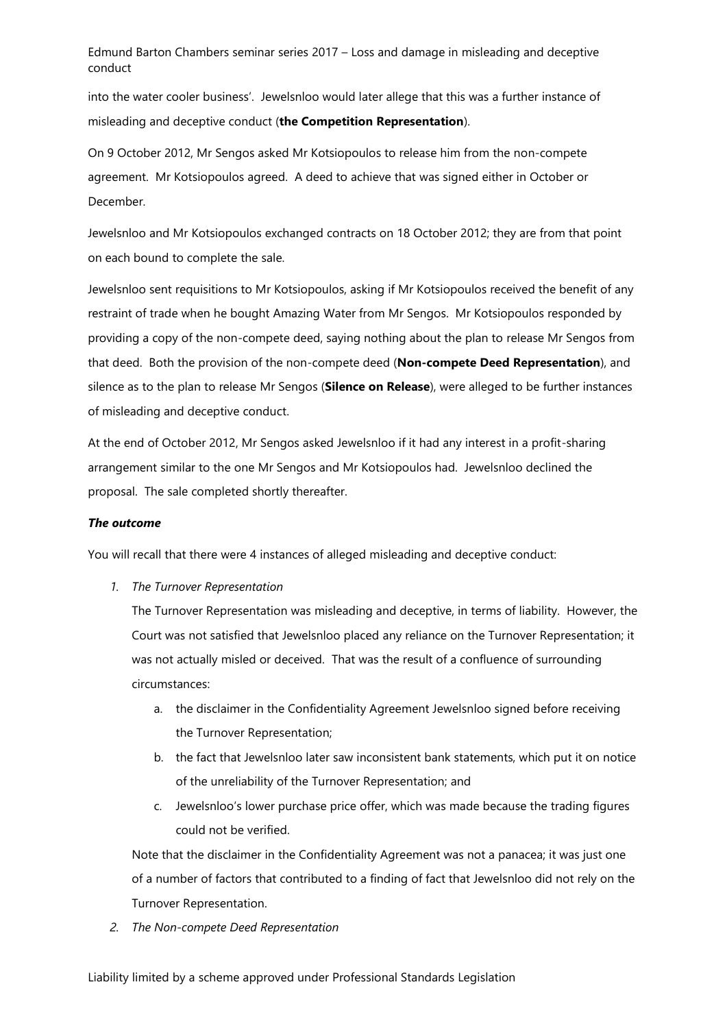into the water cooler business'. Jewelsnloo would later allege that this was a further instance of misleading and deceptive conduct (**the Competition Representation**).

On 9 October 2012, Mr Sengos asked Mr Kotsiopoulos to release him from the non-compete agreement. Mr Kotsiopoulos agreed. A deed to achieve that was signed either in October or December.

Jewelsnloo and Mr Kotsiopoulos exchanged contracts on 18 October 2012; they are from that point on each bound to complete the sale.

Jewelsnloo sent requisitions to Mr Kotsiopoulos, asking if Mr Kotsiopoulos received the benefit of any restraint of trade when he bought Amazing Water from Mr Sengos. Mr Kotsiopoulos responded by providing a copy of the non-compete deed, saying nothing about the plan to release Mr Sengos from that deed. Both the provision of the non-compete deed (**Non-compete Deed Representation**), and silence as to the plan to release Mr Sengos (**Silence on Release**), were alleged to be further instances of misleading and deceptive conduct.

At the end of October 2012, Mr Sengos asked Jewelsnloo if it had any interest in a profit-sharing arrangement similar to the one Mr Sengos and Mr Kotsiopoulos had. Jewelsnloo declined the proposal. The sale completed shortly thereafter.

***The outcome***

You will recall that there were 4 instances of alleged misleading and deceptive conduct:

1. *The Turnover Representation*

   The Turnover Representation was misleading and deceptive, in terms of liability. However, the Court was not satisfied that Jewelsnloo placed any reliance on the Turnover Representation; it was not actually misled or deceived. That was the result of a confluence of surrounding circumstances:

   a. the disclaimer in the Confidentiality Agreement Jewelsnloo signed before receiving the Turnover Representation;

   b. the fact that Jewelsnloo later saw inconsistent bank statements, which put it on notice of the unreliability of the Turnover Representation; and

   c. Jewelsnloo's lower purchase price offer, which was made because the trading figures could not be verified.

   Note that the disclaimer in the Confidentiality Agreement was not a panacea; it was just one of a number of factors that contributed to a finding of fact that Jewelsnloo did not rely on the Turnover Representation.

2. *The Non-compete Deed Representation*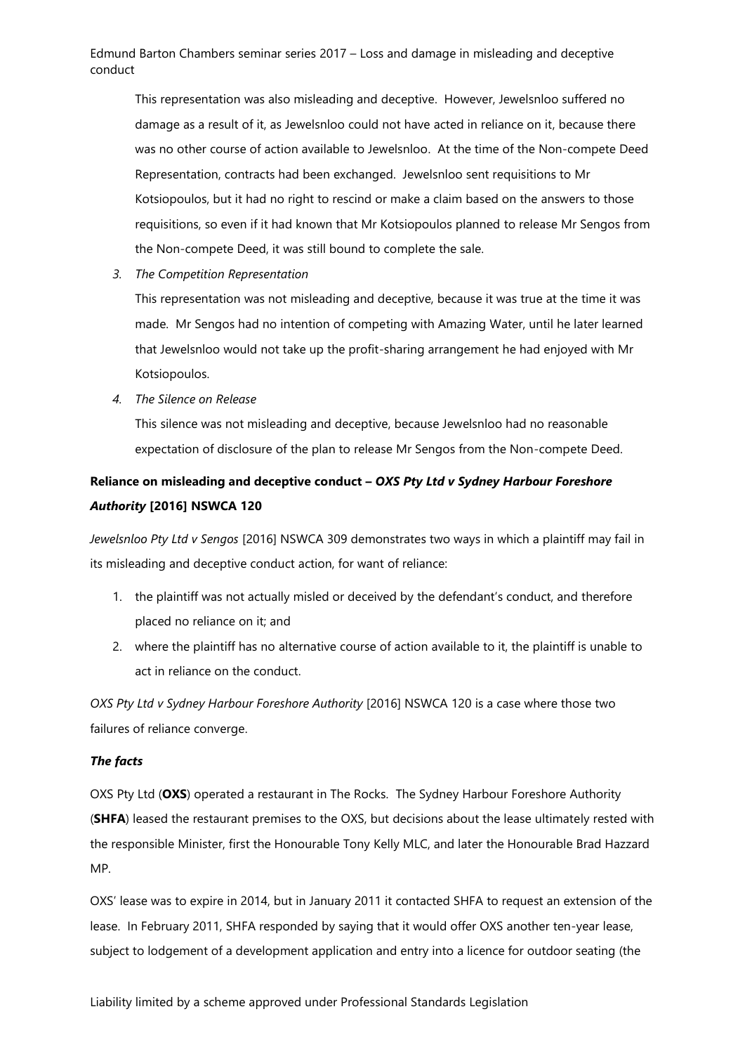This representation was also misleading and deceptive. However, Jewelsnloo suffered no damage as a result of it, as Jewelsnloo could not have acted in reliance on it, because there was no other course of action available to Jewelsnloo. At the time of the Non-compete Deed Representation, contracts had been exchanged. Jewelsnloo sent requisitions to Mr Kotsiopoulos, but it had no right to rescind or make a claim based on the answers to those requisitions, so even if it had known that Mr Kotsiopoulos planned to release Mr Sengos from the Non-compete Deed, it was still bound to complete the sale.

3. *The Competition Representation*

   This representation was not misleading and deceptive, because it was true at the time it was made. Mr Sengos had no intention of competing with Amazing Water, until he later learned that Jewelsnloo would not take up the profit-sharing arrangement he had enjoyed with Mr Kotsiopoulos.

4. *The Silence on Release*

   This silence was not misleading and deceptive, because Jewelsnloo had no reasonable expectation of disclosure of the plan to release Mr Sengos from the Non-compete Deed.

## Reliance on misleading and deceptive conduct – *OXS Pty Ltd v Sydney Harbour Foreshore Authority* [2016] NSWCA 120

*Jewelsnloo Pty Ltd v Sengos* [2016] NSWCA 309 demonstrates two ways in which a plaintiff may fail in its misleading and deceptive conduct action, for want of reliance:

1. the plaintiff was not actually misled or deceived by the defendant's conduct, and therefore placed no reliance on it; and
2. where the plaintiff has no alternative course of action available to it, the plaintiff is unable to act in reliance on the conduct.

*OXS Pty Ltd v Sydney Harbour Foreshore Authority* [2016] NSWCA 120 is a case where those two failures of reliance converge.

### *The facts*

OXS Pty Ltd (**OXS**) operated a restaurant in The Rocks. The Sydney Harbour Foreshore Authority (**SHFA**) leased the restaurant premises to the OXS, but decisions about the lease ultimately rested with the responsible Minister, first the Honourable Tony Kelly MLC, and later the Honourable Brad Hazzard MP.

OXS' lease was to expire in 2014, but in January 2011 it contacted SHFA to request an extension of the lease. In February 2011, SHFA responded by saying that it would offer OXS another ten-year lease, subject to lodgement of a development application and entry into a licence for outdoor seating (the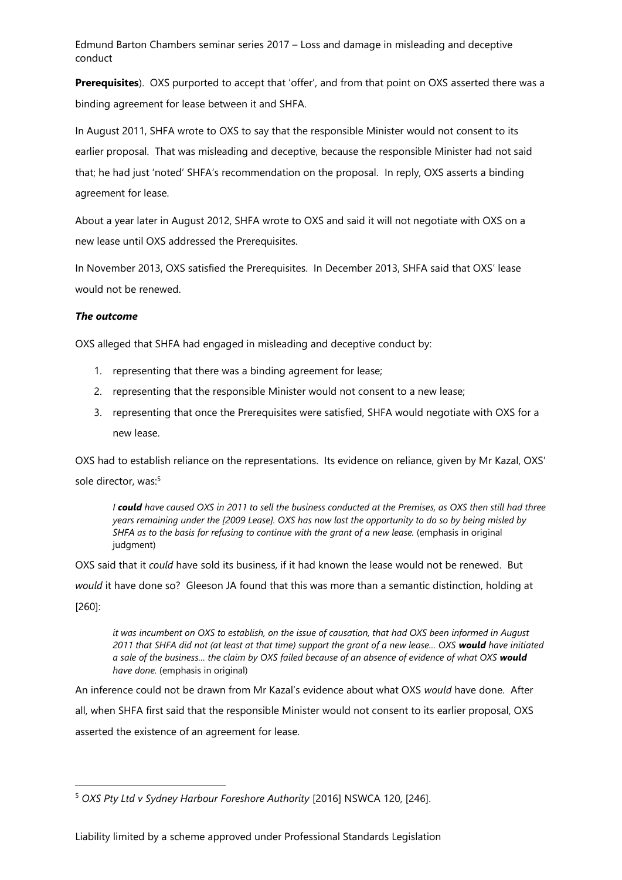**Prerequisites**). OXS purported to accept that 'offer', and from that point on OXS asserted there was a binding agreement for lease between it and SHFA.

In August 2011, SHFA wrote to OXS to say that the responsible Minister would not consent to its earlier proposal. That was misleading and deceptive, because the responsible Minister had not said that; he had just 'noted' SHFA's recommendation on the proposal. In reply, OXS asserts a binding agreement for lease.

About a year later in August 2012, SHFA wrote to OXS and said it will not negotiate with OXS on a new lease until OXS addressed the Prerequisites.

In November 2013, OXS satisfied the Prerequisites. In December 2013, SHFA said that OXS' lease would not be renewed.

***The outcome***

OXS alleged that SHFA had engaged in misleading and deceptive conduct by:

1. representing that there was a binding agreement for lease;
2. representing that the responsible Minister would not consent to a new lease;
3. representing that once the Prerequisites were satisfied, SHFA would negotiate with OXS for a new lease.

OXS had to establish reliance on the representations. Its evidence on reliance, given by Mr Kazal, OXS' sole director, was:[5]

> *I **could** have caused OXS in 2011 to sell the business conducted at the Premises, as OXS then still had three years remaining under the [2009 Lease]. OXS has now lost the opportunity to do so by being misled by SHFA as to the basis for refusing to continue with the grant of a new lease.* (emphasis in original judgment)

OXS said that it *could* have sold its business, if it had known the lease would not be renewed. But *would* it have done so? Gleeson JA found that this was more than a semantic distinction, holding at [260]:

> *it was incumbent on OXS to establish, on the issue of causation, that had OXS been informed in August 2011 that SHFA did not (at least at that time) support the grant of a new lease… OXS **would** have initiated a sale of the business… the claim by OXS failed because of an absence of evidence of what OXS **would** have done.* (emphasis in original)

An inference could not be drawn from Mr Kazal's evidence about what OXS *would* have done. After all, when SHFA first said that the responsible Minister would not consent to its earlier proposal, OXS asserted the existence of an agreement for lease.

---

[5] *OXS Pty Ltd v Sydney Harbour Foreshore Authority* [2016] NSWCA 120, [246].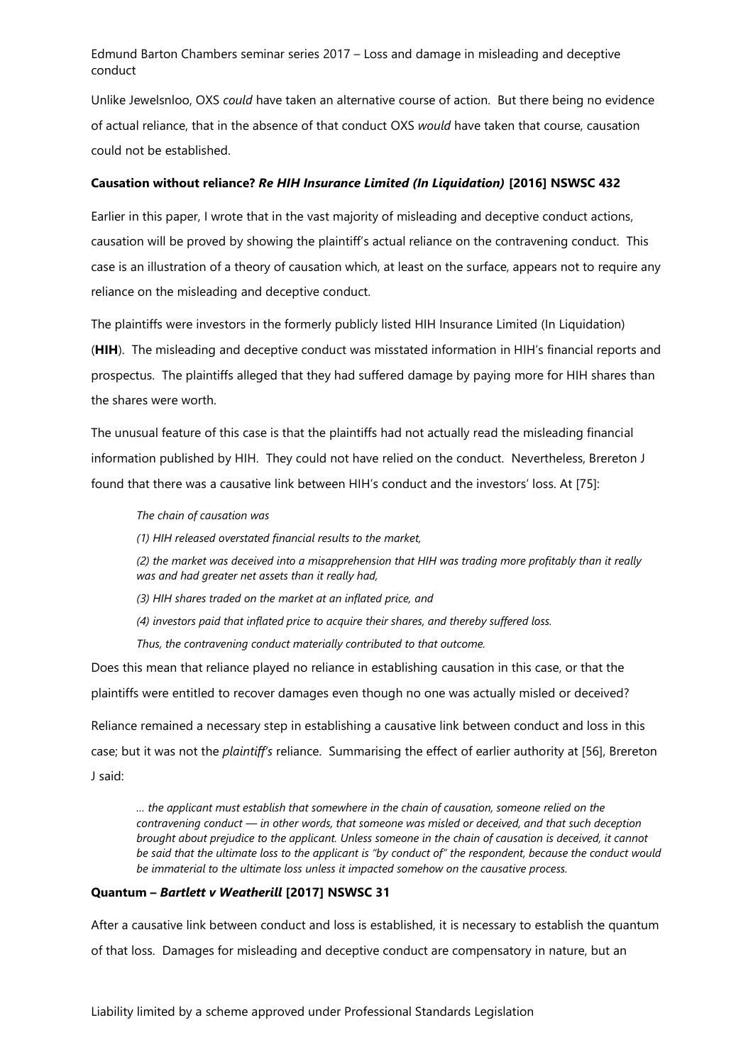Unlike Jewelsnloo, OXS *could* have taken an alternative course of action. But there being no evidence of actual reliance, that in the absence of that conduct OXS *would* have taken that course, causation could not be established.

**Causation without reliance? *Re HIH Insurance Limited (In Liquidation)* [2016] NSWSC 432**

Earlier in this paper, I wrote that in the vast majority of misleading and deceptive conduct actions, causation will be proved by showing the plaintiff's actual reliance on the contravening conduct. This case is an illustration of a theory of causation which, at least on the surface, appears not to require any reliance on the misleading and deceptive conduct.

The plaintiffs were investors in the formerly publicly listed HIH Insurance Limited (In Liquidation) (**HIH**). The misleading and deceptive conduct was misstated information in HIH's financial reports and prospectus. The plaintiffs alleged that they had suffered damage by paying more for HIH shares than the shares were worth.

The unusual feature of this case is that the plaintiffs had not actually read the misleading financial information published by HIH. They could not have relied on the conduct. Nevertheless, Brereton J found that there was a causative link between HIH's conduct and the investors' loss. At [75]:

> *The chain of causation was*
>
> *(1) HIH released overstated financial results to the market,*
>
> *(2) the market was deceived into a misapprehension that HIH was trading more profitably than it really was and had greater net assets than it really had,*
>
> *(3) HIH shares traded on the market at an inflated price, and*
>
> *(4) investors paid that inflated price to acquire their shares, and thereby suffered loss.*
>
> *Thus, the contravening conduct materially contributed to that outcome.*

Does this mean that reliance played no reliance in establishing causation in this case, or that the plaintiffs were entitled to recover damages even though no one was actually misled or deceived?

Reliance remained a necessary step in establishing a causative link between conduct and loss in this case; but it was not the *plaintiff's* reliance. Summarising the effect of earlier authority at [56], Brereton J said:

> *… the applicant must establish that somewhere in the chain of causation, someone relied on the contravening conduct — in other words, that someone was misled or deceived, and that such deception brought about prejudice to the applicant. Unless someone in the chain of causation is deceived, it cannot be said that the ultimate loss to the applicant is "by conduct of" the respondent, because the conduct would be immaterial to the ultimate loss unless it impacted somehow on the causative process.*

**Quantum – *Bartlett v Weatherill* [2017] NSWSC 31**

After a causative link between conduct and loss is established, it is necessary to establish the quantum of that loss. Damages for misleading and deceptive conduct are compensatory in nature, but an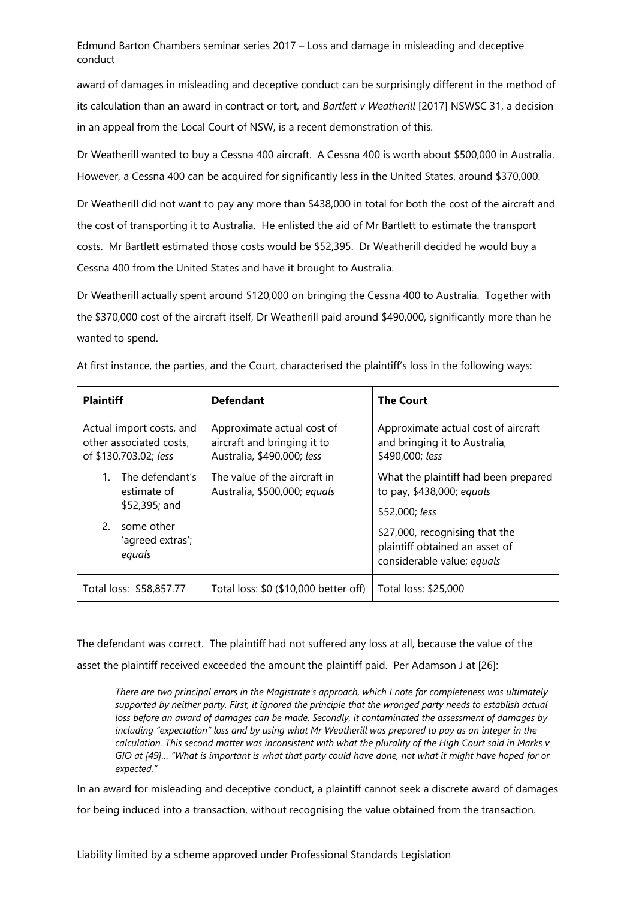award of damages in misleading and deceptive conduct can be surprisingly different in the method of its calculation than an award in contract or tort, and *Bartlett v Weatherill* [2017] NSWSC 31, a decision in an appeal from the Local Court of NSW, is a recent demonstration of this.

Dr Weatherill wanted to buy a Cessna 400 aircraft. A Cessna 400 is worth about $500,000 in Australia. However, a Cessna 400 can be acquired for significantly less in the United States, around $370,000.

Dr Weatherill did not want to pay any more than $438,000 in total for both the cost of the aircraft and the cost of transporting it to Australia. He enlisted the aid of Mr Bartlett to estimate the transport costs. Mr Bartlett estimated those costs would be $52,395. Dr Weatherill decided he would buy a Cessna 400 from the United States and have it brought to Australia.

Dr Weatherill actually spent around $120,000 on bringing the Cessna 400 to Australia. Together with the $370,000 cost of the aircraft itself, Dr Weatherill paid around $490,000, significantly more than he wanted to spend.

At first instance, the parties, and the Court, characterised the plaintiff's loss in the following ways:

| **Plaintiff** | **Defendant** | **The Court** |
|---|---|---|
| Actual import costs, and other associated costs, of $130,703.02; *less*<br>1. The defendant's estimate of $52,395; and<br>2. some other 'agreed extras'; *equals* | Approximate actual cost of aircraft and bringing it to Australia, $490,000; *less*<br>The value of the aircraft in Australia, $500,000; *equals* | Approximate actual cost of aircraft and bringing it to Australia, $490,000; *less*<br>What the plaintiff had been prepared to pay, $438,000; *equals*<br>$52,000; *less*<br>$27,000, recognising that the plaintiff obtained an asset of considerable value; *equals* |
| Total loss: $58,857.77 | Total loss: $0 ($10,000 better off) | Total loss: $25,000 |

The defendant was correct. The plaintiff had not suffered any loss at all, because the value of the asset the plaintiff received exceeded the amount the plaintiff paid. Per Adamson J at [26]:

> *There are two principal errors in the Magistrate's approach, which I note for completeness was ultimately supported by neither party. First, it ignored the principle that the wronged party needs to establish actual loss before an award of damages can be made. Secondly, it contaminated the assessment of damages by including "expectation" loss and by using what Mr Weatherill was prepared to pay as an integer in the calculation. This second matter was inconsistent with what the plurality of the High Court said in Marks v GIO at [49]… "What is important is what that party could have done, not what it might have hoped for or expected."*

In an award for misleading and deceptive conduct, a plaintiff cannot seek a discrete award of damages for being induced into a transaction, without recognising the value obtained from the transaction.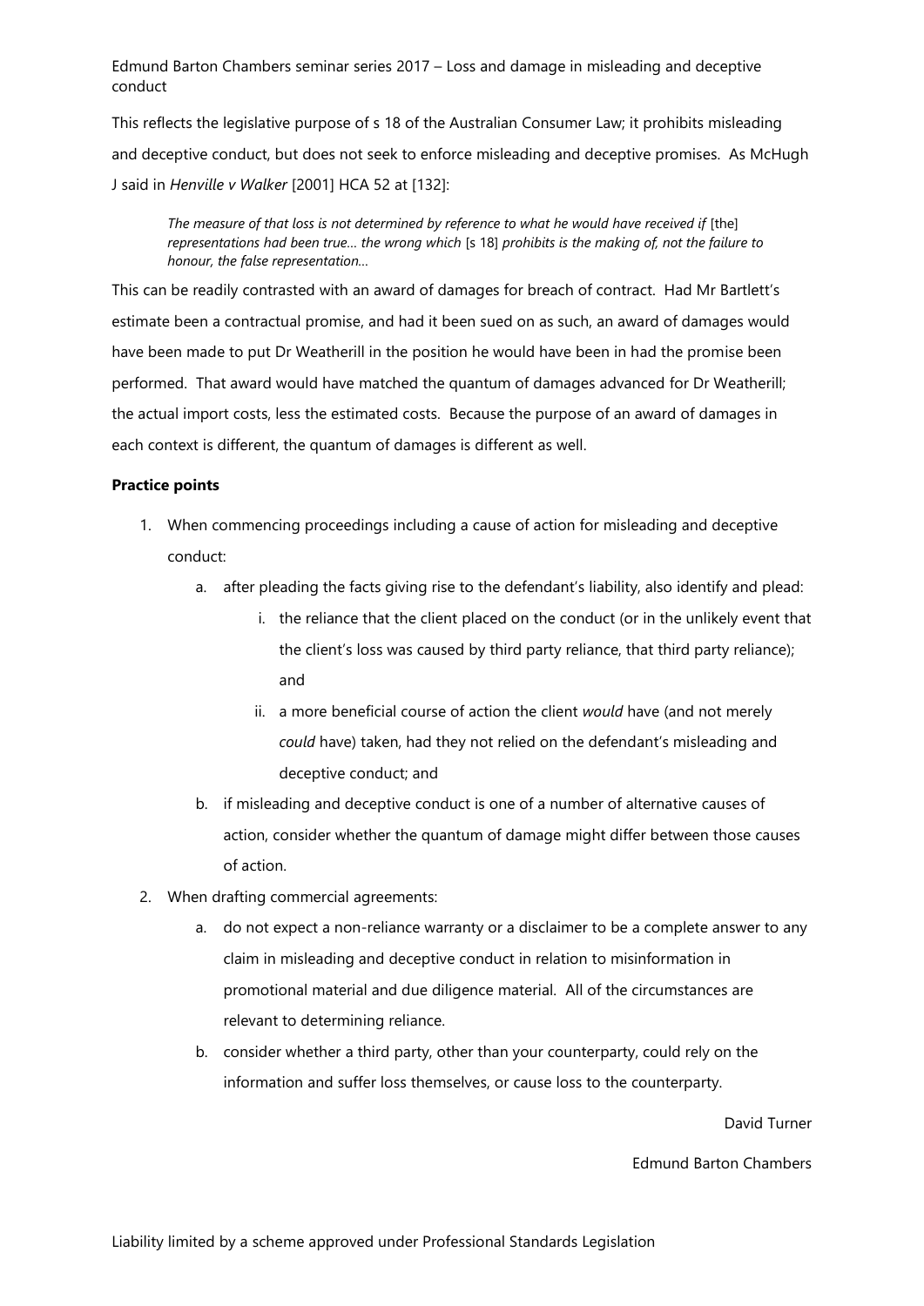This reflects the legislative purpose of s 18 of the Australian Consumer Law; it prohibits misleading and deceptive conduct, but does not seek to enforce misleading and deceptive promises. As McHugh J said in *Henville v Walker* [2001] HCA 52 at [132]:

> *The measure of that loss is not determined by reference to what he would have received if* [the] *representations had been true… the wrong which* [s 18] *prohibits is the making of, not the failure to honour, the false representation…*

This can be readily contrasted with an award of damages for breach of contract. Had Mr Bartlett's estimate been a contractual promise, and had it been sued on as such, an award of damages would have been made to put Dr Weatherill in the position he would have been in had the promise been performed. That award would have matched the quantum of damages advanced for Dr Weatherill; the actual import costs, less the estimated costs. Because the purpose of an award of damages in each context is different, the quantum of damages is different as well.

**Practice points**

1. When commencing proceedings including a cause of action for misleading and deceptive conduct:
    a. after pleading the facts giving rise to the defendant's liability, also identify and plead:
        i. the reliance that the client placed on the conduct (or in the unlikely event that the client's loss was caused by third party reliance, that third party reliance); and
        ii. a more beneficial course of action the client *would* have (and not merely *could* have) taken, had they not relied on the defendant's misleading and deceptive conduct; and
    b. if misleading and deceptive conduct is one of a number of alternative causes of action, consider whether the quantum of damage might differ between those causes of action.
2. When drafting commercial agreements:
    a. do not expect a non-reliance warranty or a disclaimer to be a complete answer to any claim in misleading and deceptive conduct in relation to misinformation in promotional material and due diligence material. All of the circumstances are relevant to determining reliance.
    b. consider whether a third party, other than your counterparty, could rely on the information and suffer loss themselves, or cause loss to the counterparty.

David Turner

Edmund Barton Chambers

Liability limited by a scheme approved under Professional Standards Legislation